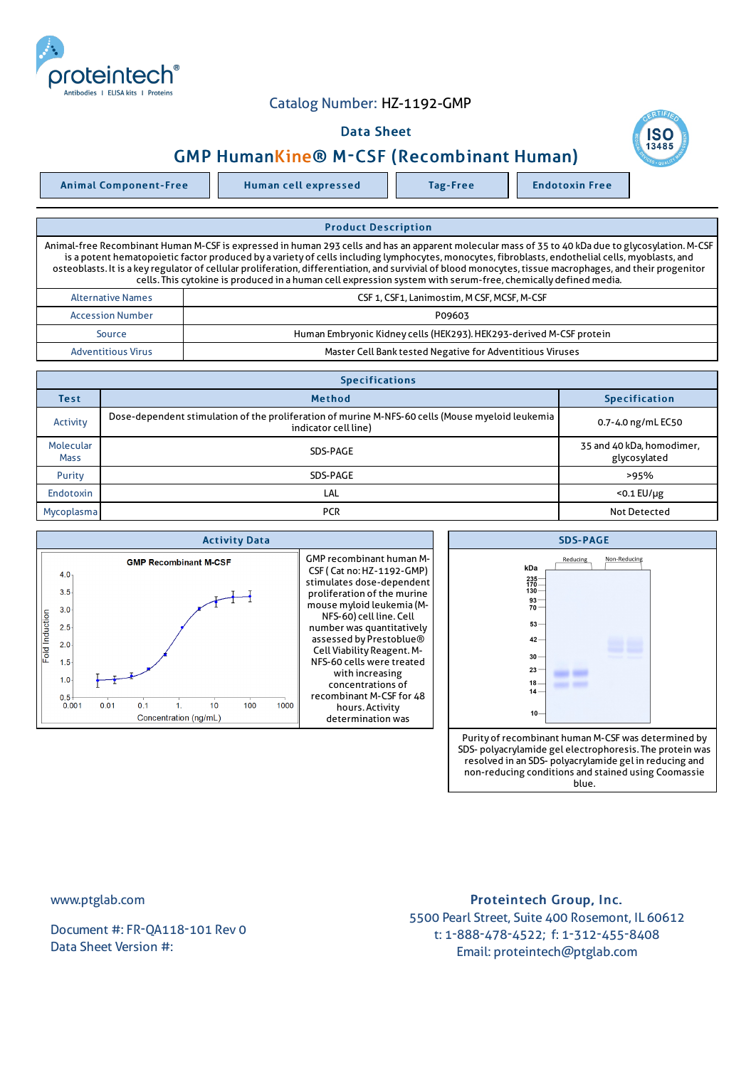Catalog Number: HZ-1192-GMP

Data Sheet

# GMP HumanKine® M-CSF (Recombinant Human)

| Animal Component-Free | Human cell expressed | Tag-Free | Endotoxin Free |
|---|---|---|---|

## Product Description

Animal-free Recombinant Human M-CSF is expressed in human 293 cells and has an apparent molecular mass of 35 to 40 kDa due to glycosylation. M-CSF is a potent hematopoietic factor produced by a variety of cells including lymphocytes, monocytes, fibroblasts, endothelial cells, myoblasts, and osteoblasts. It is a key regulator of cellular proliferation, differentiation, and survivial of blood monocytes, tissue macrophages, and their progenitor cells. This cytokine is produced in a human cell expression system with serum-free, chemically defined media.

| | |
|---|---|
| Alternative Names | CSF 1, CSF1, Lanimostim, M CSF, MCSF, M-CSF |
| Accession Number | P09603 |
| Source | Human Embryonic Kidney cells (HEK293). HEK293-derived M-CSF protein |
| Adventitious Virus | Master Cell Bank tested Negative for Adventitious Viruses |

## Specifications

| Test | Method | Specification |
|---|---|---|
| Activity | Dose-dependent stimulation of the proliferation of murine M-NFS-60 cells (Mouse myeloid leukemia indicator cell line) | 0.7-4.0 ng/mL EC50 |
| Molecular Mass | SDS-PAGE | 35 and 40 kDa, homodimer, glycosylated |
| Purity | SDS-PAGE | >95% |
| Endotoxin | LAL | <0.1 EU/μg |
| Mycoplasma | PCR | Not Detected |

## Activity Data

GMP recombinant human M-CSF ( Cat no: HZ-1192-GMP) stimulates dose-dependent proliferation of the murine mouse myloid leukemia (M-NFS-60) cell line. Cell number was quantitatively assessed by Prestoblue® Cell Viability Reagent. M-NFS-60 cells were treated with increasing concentrations of recombinant M-CSF for 48 hours. Activity determination was

## SDS-PAGE

Purity of recombinant human M-CSF was determined by SDS- polyacrylamide gel electrophoresis. The protein was resolved in an SDS- polyacrylamide gel in reducing and non-reducing conditions and stained using Coomassie blue.

www.ptglab.com

Document #: FR-QA118-101 Rev 0
Data Sheet Version #:

**Proteintech Group, Inc.**
5500 Pearl Street, Suite 400 Rosemont, IL 60612
t: 1-888-478-4522; f: 1-312-455-8408
Email: proteintech@ptglab.com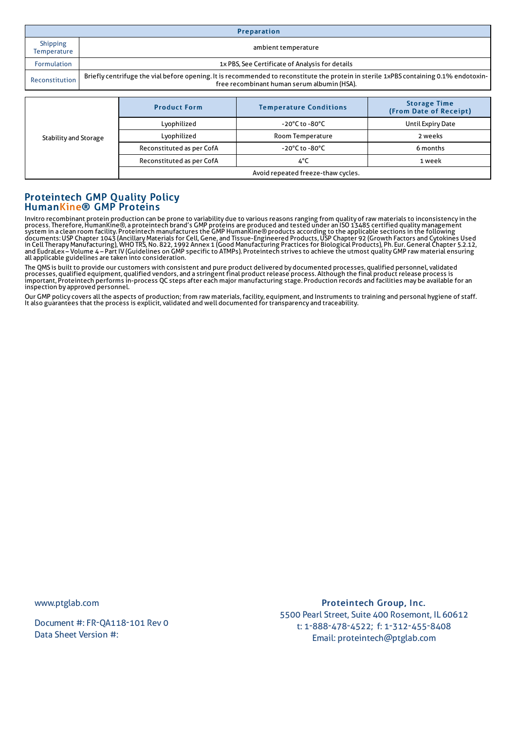| Preparation | |
|---|---|
| Shipping Temperature | ambient temperature |
| Formulation | 1x PBS, See Certificate of Analysis for details |
| Reconstitution | Briefly centrifuge the vial before opening. It is recommended to reconstitute the protein in sterile 1xPBS containing 0.1% endotoxin-free recombinant human serum albumin (HSA). |

| | Product Form | Temperature Conditions | Storage Time (From Date of Receipt) |
|---|---|---|---|
| Stability and Storage | Lyophilized | -20°C to -80°C | Until Expiry Date |
| | Lyophilized | Room Temperature | 2 weeks |
| | Reconstituted as per CofA | -20°C to -80°C | 6 months |
| | Reconstituted as per CofA | 4°C | 1 week |
| | Avoid repeated freeze-thaw cycles. | | |

## Proteintech GMP Quality Policy
## HumanKine® GMP Proteins

Invitro recombinant protein production can be prone to variability due to various reasons ranging from quality of raw materials to inconsistency in the process. Therefore, HumanKine®, a proteintech brand's GMP proteins are produced and tested under an ISO 13485 certified quality management system in a clean room facility. Proteintech manufactures the GMP HumanKine® products according to the applicable sections in the following documents: USP Chapter 1043 (Ancillary Materials for Cell, Gene, and Tissue-Engineered Products, USP Chapter 92 (Growth Factors and Cytokines Used in Cell Therapy Manufacturing), WHO TRS, No. 822, 1992 Annex 1 (Good Manufacturing Practices for Biological Products), Ph. Eur. General Chapter 5.2.12, and EudraLex – Volume 4 – Part IV (Guidelines on GMP specific to ATMPs). Proteintech strives to achieve the utmost quality GMP raw material ensuring all applicable guidelines are taken into consideration.

The QMS is built to provide our customers with consistent and pure product delivered by documented processes, qualified personnel, validated processes, qualified equipment, qualified vendors, and a stringent final product release process. Although the final product release process is important, Proteintech performs in-process QC steps after each major manufacturing stage. Production records and facilities may be available for an inspection by approved personnel.

Our GMP policy covers all the aspects of production; from raw materials, facility, equipment, and Instruments to training and personal hygiene of staff. It also guarantees that the process is explicit, validated and well documented for transparency and traceability.

www.ptglab.com

Document #: FR-QA118-101 Rev 0
Data Sheet Version #:

**Proteintech Group, Inc.**
5500 Pearl Street, Suite 400 Rosemont, IL 60612
t: 1-888-478-4522; f: 1-312-455-8408
Email: proteintech@ptglab.com